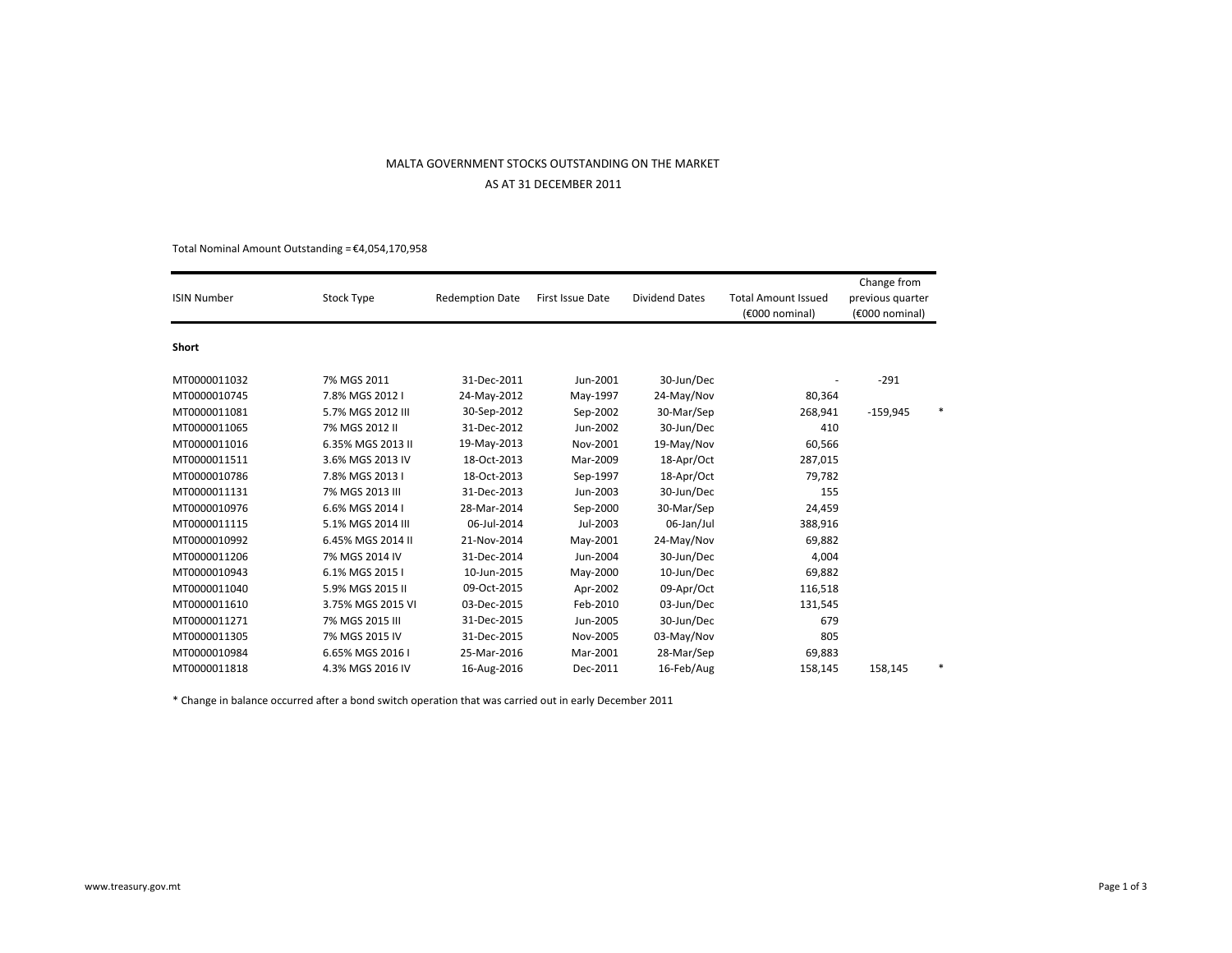# MALTA GOVERNMENT STOCKS OUTSTANDING ON THE MARKET

## AS AT 31 DECEMBER 2011

Total Nominal Amount Outstanding = €4,054,170,958

| ISIN Number | Stock Type | Redemption Date | First Issue Date | Dividend Dates | Total Amount Issued (€000 nominal) | Change from previous quarter (€000 nominal) | |
|---|---|---|---|---|---|---|---|
| **Short** | | | | | | | |
| MT0000011032 | 7% MGS 2011 | 31-Dec-2011 | Jun-2001 | 30-Jun/Dec | - | -291 | |
| MT0000010745 | 7.8% MGS 2012 I | 24-May-2012 | May-1997 | 24-May/Nov | 80,364 | | |
| MT0000011081 | 5.7% MGS 2012 III | 30-Sep-2012 | Sep-2002 | 30-Mar/Sep | 268,941 | -159,945 | * |
| MT0000011065 | 7% MGS 2012 II | 31-Dec-2012 | Jun-2002 | 30-Jun/Dec | 410 | | |
| MT0000011016 | 6.35% MGS 2013 II | 19-May-2013 | Nov-2001 | 19-May/Nov | 60,566 | | |
| MT0000011511 | 3.6% MGS 2013 IV | 18-Oct-2013 | Mar-2009 | 18-Apr/Oct | 287,015 | | |
| MT0000010786 | 7.8% MGS 2013 I | 18-Oct-2013 | Sep-1997 | 18-Apr/Oct | 79,782 | | |
| MT0000011131 | 7% MGS 2013 III | 31-Dec-2013 | Jun-2003 | 30-Jun/Dec | 155 | | |
| MT0000010976 | 6.6% MGS 2014 I | 28-Mar-2014 | Sep-2000 | 30-Mar/Sep | 24,459 | | |
| MT0000011115 | 5.1% MGS 2014 III | 06-Jul-2014 | Jul-2003 | 06-Jan/Jul | 388,916 | | |
| MT0000010992 | 6.45% MGS 2014 II | 21-Nov-2014 | May-2001 | 24-May/Nov | 69,882 | | |
| MT0000011206 | 7% MGS 2014 IV | 31-Dec-2014 | Jun-2004 | 30-Jun/Dec | 4,004 | | |
| MT0000010943 | 6.1% MGS 2015 I | 10-Jun-2015 | May-2000 | 10-Jun/Dec | 69,882 | | |
| MT0000011040 | 5.9% MGS 2015 II | 09-Oct-2015 | Apr-2002 | 09-Apr/Oct | 116,518 | | |
| MT0000011610 | 3.75% MGS 2015 VI | 03-Dec-2015 | Feb-2010 | 03-Jun/Dec | 131,545 | | |
| MT0000011271 | 7% MGS 2015 III | 31-Dec-2015 | Jun-2005 | 30-Jun/Dec | 679 | | |
| MT0000011305 | 7% MGS 2015 IV | 31-Dec-2015 | Nov-2005 | 03-May/Nov | 805 | | |
| MT0000010984 | 6.65% MGS 2016 I | 25-Mar-2016 | Mar-2001 | 28-Mar/Sep | 69,883 | | |
| MT0000011818 | 4.3% MGS 2016 IV | 16-Aug-2016 | Dec-2011 | 16-Feb/Aug | 158,145 | 158,145 | * |

* Change in balance occurred after a bond switch operation that was carried out in early December 2011

www.treasury.gov.mt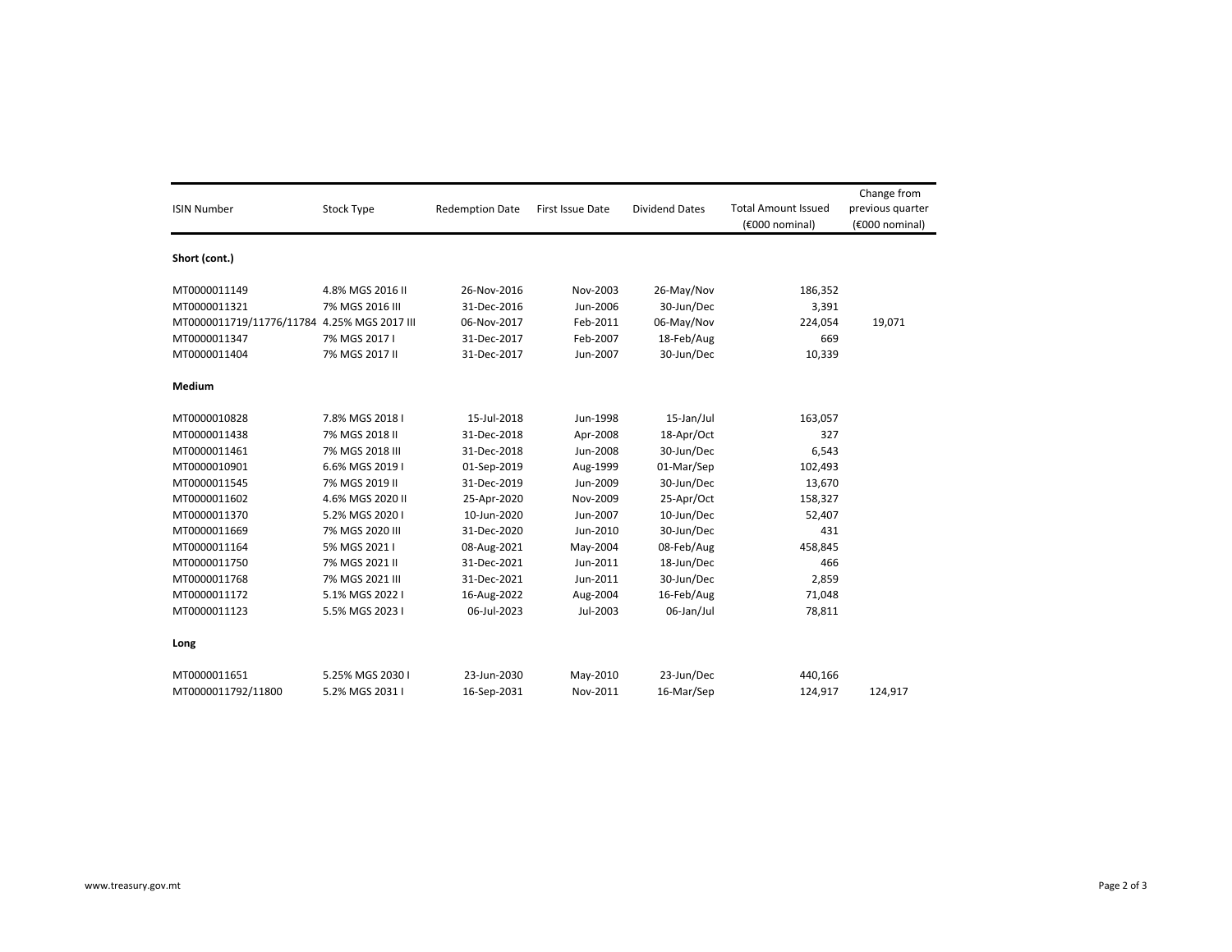| ISIN Number | Stock Type | Redemption Date | First Issue Date | Dividend Dates | Total Amount Issued (€000 nominal) | Change from previous quarter (€000 nominal) |
|---|---|---|---|---|---|---|
| **Short (cont.)** | | | | | | |
| MT0000011149 | 4.8% MGS 2016 II | 26-Nov-2016 | Nov-2003 | 26-May/Nov | 186,352 | |
| MT0000011321 | 7% MGS 2016 III | 31-Dec-2016 | Jun-2006 | 30-Jun/Dec | 3,391 | |
| MT0000011719/11776/11784 | 4.25% MGS 2017 III | 06-Nov-2017 | Feb-2011 | 06-May/Nov | 224,054 | 19,071 |
| MT0000011347 | 7% MGS 2017 I | 31-Dec-2017 | Feb-2007 | 18-Feb/Aug | 669 | |
| MT0000011404 | 7% MGS 2017 II | 31-Dec-2017 | Jun-2007 | 30-Jun/Dec | 10,339 | |
| **Medium** | | | | | | |
| MT0000010828 | 7.8% MGS 2018 I | 15-Jul-2018 | Jun-1998 | 15-Jan/Jul | 163,057 | |
| MT0000011438 | 7% MGS 2018 II | 31-Dec-2018 | Apr-2008 | 18-Apr/Oct | 327 | |
| MT0000011461 | 7% MGS 2018 III | 31-Dec-2018 | Jun-2008 | 30-Jun/Dec | 6,543 | |
| MT0000010901 | 6.6% MGS 2019 I | 01-Sep-2019 | Aug-1999 | 01-Mar/Sep | 102,493 | |
| MT0000011545 | 7% MGS 2019 II | 31-Dec-2019 | Jun-2009 | 30-Jun/Dec | 13,670 | |
| MT0000011602 | 4.6% MGS 2020 II | 25-Apr-2020 | Nov-2009 | 25-Apr/Oct | 158,327 | |
| MT0000011370 | 5.2% MGS 2020 I | 10-Jun-2020 | Jun-2007 | 10-Jun/Dec | 52,407 | |
| MT0000011669 | 7% MGS 2020 III | 31-Dec-2020 | Jun-2010 | 30-Jun/Dec | 431 | |
| MT0000011164 | 5% MGS 2021 I | 08-Aug-2021 | May-2004 | 08-Feb/Aug | 458,845 | |
| MT0000011750 | 7% MGS 2021 II | 31-Dec-2021 | Jun-2011 | 18-Jun/Dec | 466 | |
| MT0000011768 | 7% MGS 2021 III | 31-Dec-2021 | Jun-2011 | 30-Jun/Dec | 2,859 | |
| MT0000011172 | 5.1% MGS 2022 I | 16-Aug-2022 | Aug-2004 | 16-Feb/Aug | 71,048 | |
| MT0000011123 | 5.5% MGS 2023 I | 06-Jul-2023 | Jul-2003 | 06-Jan/Jul | 78,811 | |
| **Long** | | | | | | |
| MT0000011651 | 5.25% MGS 2030 I | 23-Jun-2030 | May-2010 | 23-Jun/Dec | 440,166 | |
| MT0000011792/11800 | 5.2% MGS 2031 I | 16-Sep-2031 | Nov-2011 | 16-Mar/Sep | 124,917 | 124,917 |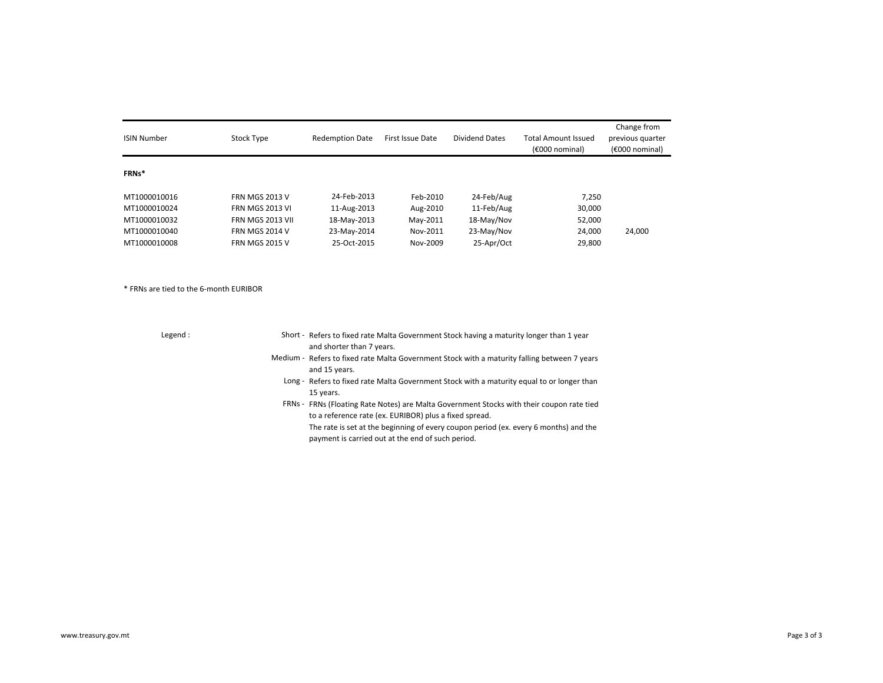| ISIN Number | Stock Type | Redemption Date | First Issue Date | Dividend Dates | Total Amount Issued (€000 nominal) | Change from previous quarter (€000 nominal) |
|---|---|---|---|---|---|---|
| **FRNs*** | | | | | | |
| MT1000010016 | FRN MGS 2013 V | 24-Feb-2013 | Feb-2010 | 24-Feb/Aug | 7,250 | |
| MT1000010024 | FRN MGS 2013 VI | 11-Aug-2013 | Aug-2010 | 11-Feb/Aug | 30,000 | |
| MT1000010032 | FRN MGS 2013 VII | 18-May-2013 | May-2011 | 18-May/Nov | 52,000 | |
| MT1000010040 | FRN MGS 2014 V | 23-May-2014 | Nov-2011 | 23-May/Nov | 24,000 | 24,000 |
| MT1000010008 | FRN MGS 2015 V | 25-Oct-2015 | Nov-2009 | 25-Apr/Oct | 29,800 | |

* FRNs are tied to the 6-month EURIBOR

Legend :

Short - Refers to fixed rate Malta Government Stock having a maturity longer than 1 year and shorter than 7 years.

Medium - Refers to fixed rate Malta Government Stock with a maturity falling between 7 years and 15 years.

Long - Refers to fixed rate Malta Government Stock with a maturity equal to or longer than 15 years.

FRNs - FRNs (Floating Rate Notes) are Malta Government Stocks with their coupon rate tied to a reference rate (ex. EURIBOR) plus a fixed spread. The rate is set at the beginning of every coupon period (ex. every 6 months) and the payment is carried out at the end of such period.

www.treasury.gov.mt